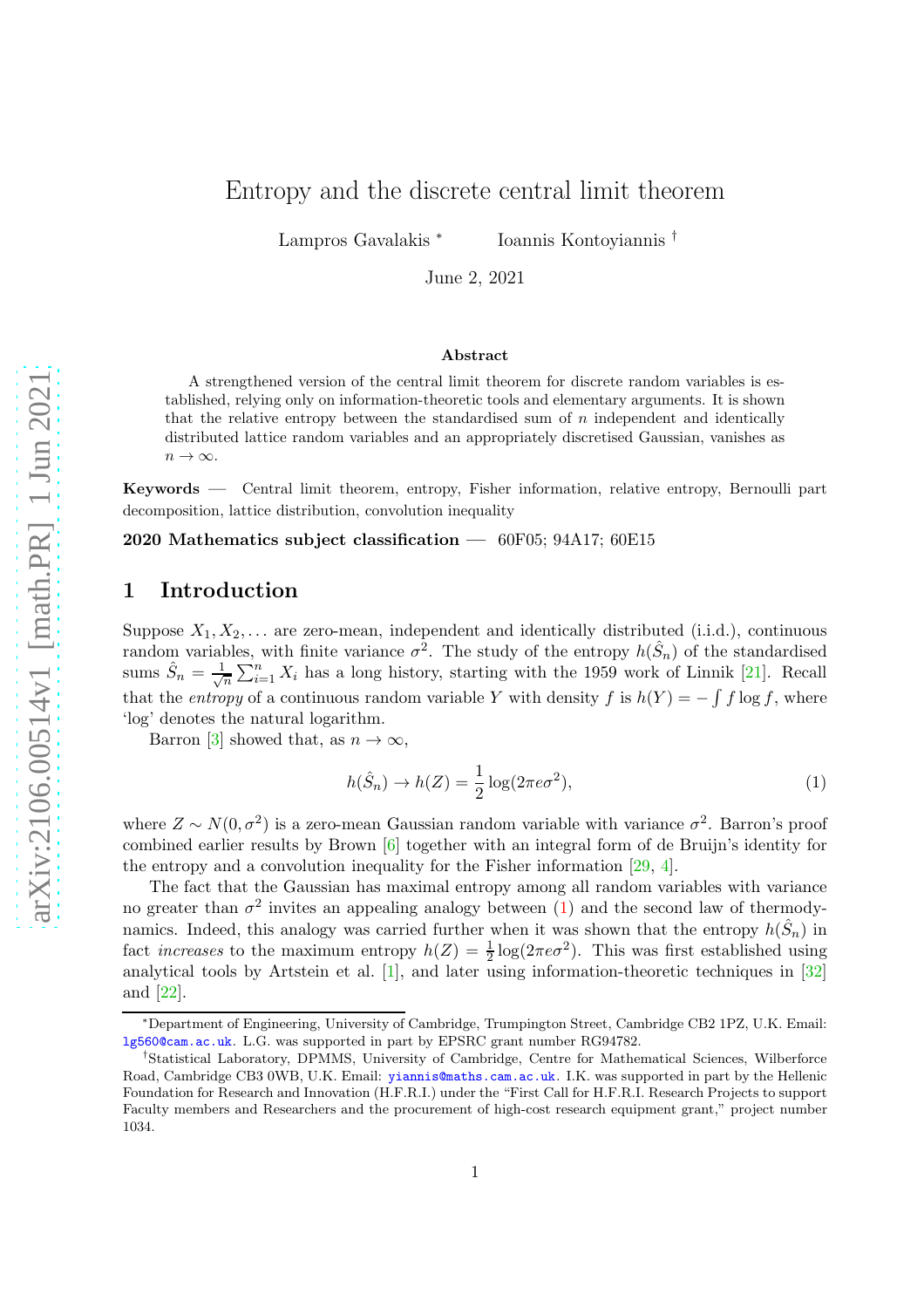# Entropy and the discrete central limit theorem

Lampros Gavalakis [*] Ioannis Kontoyiannis [†]

June 2, 2021

**Abstract**

A strengthened version of the central limit theorem for discrete random variables is established, relying only on information-theoretic tools and elementary arguments. It is shown that the relative entropy between the standardised sum of $n$ independent and identically distributed lattice random variables and an appropriately discretised Gaussian, vanishes as $n \to \infty$.

**Keywords** — Central limit theorem, entropy, Fisher information, relative entropy, Bernoulli part decomposition, lattice distribution, convolution inequality

**2020 Mathematics subject classification** — 60F05; 94A17; 60E15

## 1 Introduction

Suppose $X_1, X_2, \ldots$ are zero-mean, independent and identically distributed (i.i.d.), continuous random variables, with finite variance $\sigma^2$. The study of the entropy $h(\hat{S}_n)$ of the standardised sums $\hat{S}_n = \frac{1}{\sqrt{n}} \sum_{i=1}^n X_i$ has a long history, starting with the 1959 work of Linnik [21]. Recall that the *entropy* of a continuous random variable $Y$ with density $f$ is $h(Y) = -\int f \log f$, where 'log' denotes the natural logarithm.

Barron [3] showed that, as $n \to \infty$,

$$h(\hat{S}_n) \to h(Z) = \frac{1}{2} \log(2\pi e \sigma^2), \tag{1}$$

where $Z \sim N(0, \sigma^2)$ is a zero-mean Gaussian random variable with variance $\sigma^2$. Barron's proof combined earlier results by Brown [6] together with an integral form of de Bruijn's identity for the entropy and a convolution inequality for the Fisher information [29, 4].

The fact that the Gaussian has maximal entropy among all random variables with variance no greater than $\sigma^2$ invites an appealing analogy between (1) and the second law of thermodynamics. Indeed, this analogy was carried further when it was shown that the entropy $h(\hat{S}_n)$ in fact *increases* to the maximum entropy $h(Z) = \frac{1}{2} \log(2\pi e \sigma^2)$. This was first established using analytical tools by Artstein et al. [1], and later using information-theoretic techniques in [32] and [22].

---

[*] Department of Engineering, University of Cambridge, Trumpington Street, Cambridge CB2 1PZ, U.K. Email: lg560@cam.ac.uk. L.G. was supported in part by EPSRC grant number RG94782.

[†] Statistical Laboratory, DPMMS, University of Cambridge, Centre for Mathematical Sciences, Wilberforce Road, Cambridge CB3 0WB, U.K. Email: yiannis@maths.cam.ac.uk. I.K. was supported in part by the Hellenic Foundation for Research and Innovation (H.F.R.I.) under the "First Call for H.F.R.I. Research Projects to support Faculty members and Researchers and the procurement of high-cost research equipment grant," project number 1034.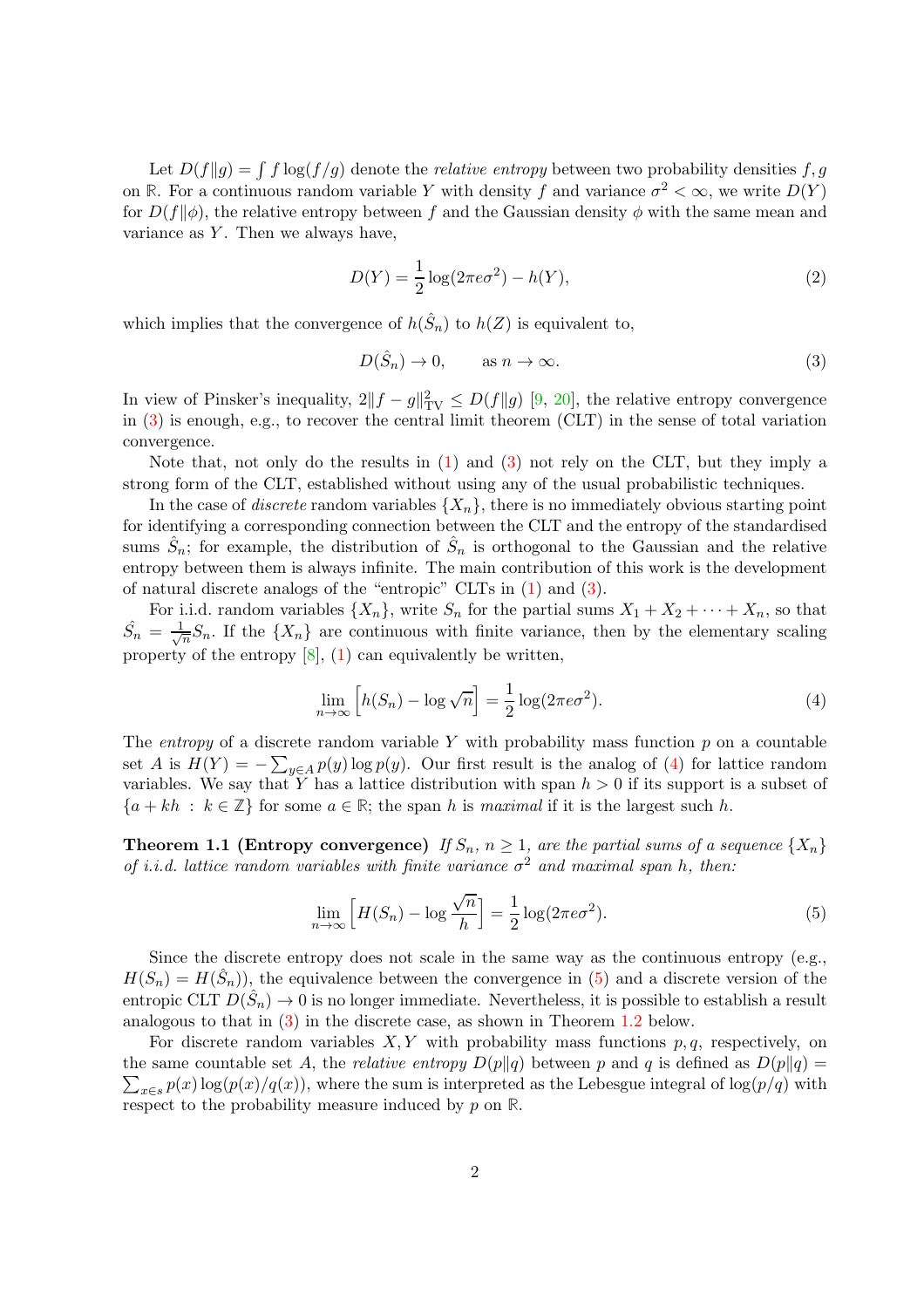Let $D(f\|g) = \int f \log(f/g)$ denote the *relative entropy* between two probability densities $f, g$ on $\mathbb{R}$. For a continuous random variable $Y$ with density $f$ and variance $\sigma^2 < \infty$, we write $D(Y)$ for $D(f\|\phi)$, the relative entropy between $f$ and the Gaussian density $\phi$ with the same mean and variance as $Y$. Then we always have,

$$D(Y) = \frac{1}{2}\log(2\pi e\sigma^2) - h(Y), \tag{2}$$

which implies that the convergence of $h(\hat{S}_n)$ to $h(Z)$ is equivalent to,

$$D(\hat{S}_n) \to 0, \qquad \text{as } n \to \infty. \tag{3}$$

In view of Pinsker's inequality, $2\|f - g\|_{\mathrm{TV}}^2 \le D(f\|g)$ [9, 20], the relative entropy convergence in (3) is enough, e.g., to recover the central limit theorem (CLT) in the sense of total variation convergence.

Note that, not only do the results in (1) and (3) not rely on the CLT, but they imply a strong form of the CLT, established without using any of the usual probabilistic techniques.

In the case of *discrete* random variables $\{X_n\}$, there is no immediately obvious starting point for identifying a corresponding connection between the CLT and the entropy of the standardised sums $\hat{S}_n$; for example, the distribution of $\hat{S}_n$ is orthogonal to the Gaussian and the relative entropy between them is always infinite. The main contribution of this work is the development of natural discrete analogs of the "entropic" CLTs in (1) and (3).

For i.i.d. random variables $\{X_n\}$, write $S_n$ for the partial sums $X_1 + X_2 + \cdots + X_n$, so that $\hat{S}_n = \frac{1}{\sqrt{n}} S_n$. If the $\{X_n\}$ are continuous with finite variance, then by the elementary scaling property of the entropy [8], (1) can equivalently be written,

$$\lim_{n\to\infty} \Big[ h(S_n) - \log\sqrt{n} \Big] = \frac{1}{2}\log(2\pi e\sigma^2). \tag{4}$$

The *entropy* of a discrete random variable $Y$ with probability mass function $p$ on a countable set $A$ is $H(Y) = -\sum_{y\in A} p(y)\log p(y)$. Our first result is the analog of (4) for lattice random variables. We say that $Y$ has a lattice distribution with span $h > 0$ if its support is a subset of $\{a + kh \,:\, k \in \mathbb{Z}\}$ for some $a \in \mathbb{R}$; the span $h$ is *maximal* if it is the largest such $h$.

**Theorem 1.1 (Entropy convergence)** *If $S_n$, $n \ge 1$, are the partial sums of a sequence $\{X_n\}$ of i.i.d. lattice random variables with finite variance $\sigma^2$ and maximal span $h$, then:*

$$\lim_{n\to\infty} \Big[ H(S_n) - \log\frac{\sqrt{n}}{h} \Big] = \frac{1}{2}\log(2\pi e\sigma^2). \tag{5}$$

Since the discrete entropy does not scale in the same way as the continuous entropy (e.g., $H(S_n) = H(\hat{S}_n)$), the equivalence between the convergence in (5) and a discrete version of the entropic CLT $D(\hat{S}_n) \to 0$ is no longer immediate. Nevertheless, it is possible to establish a result analogous to that in (3) in the discrete case, as shown in Theorem 1.2 below.

For discrete random variables $X, Y$ with probability mass functions $p, q$, respectively, on the same countable set $A$, the *relative entropy* $D(p\|q)$ between $p$ and $q$ is defined as $D(p\|q) = \sum_{x\in s} p(x)\log(p(x)/q(x))$, where the sum is interpreted as the Lebesgue integral of $\log(p/q)$ with respect to the probability measure induced by $p$ on $\mathbb{R}$.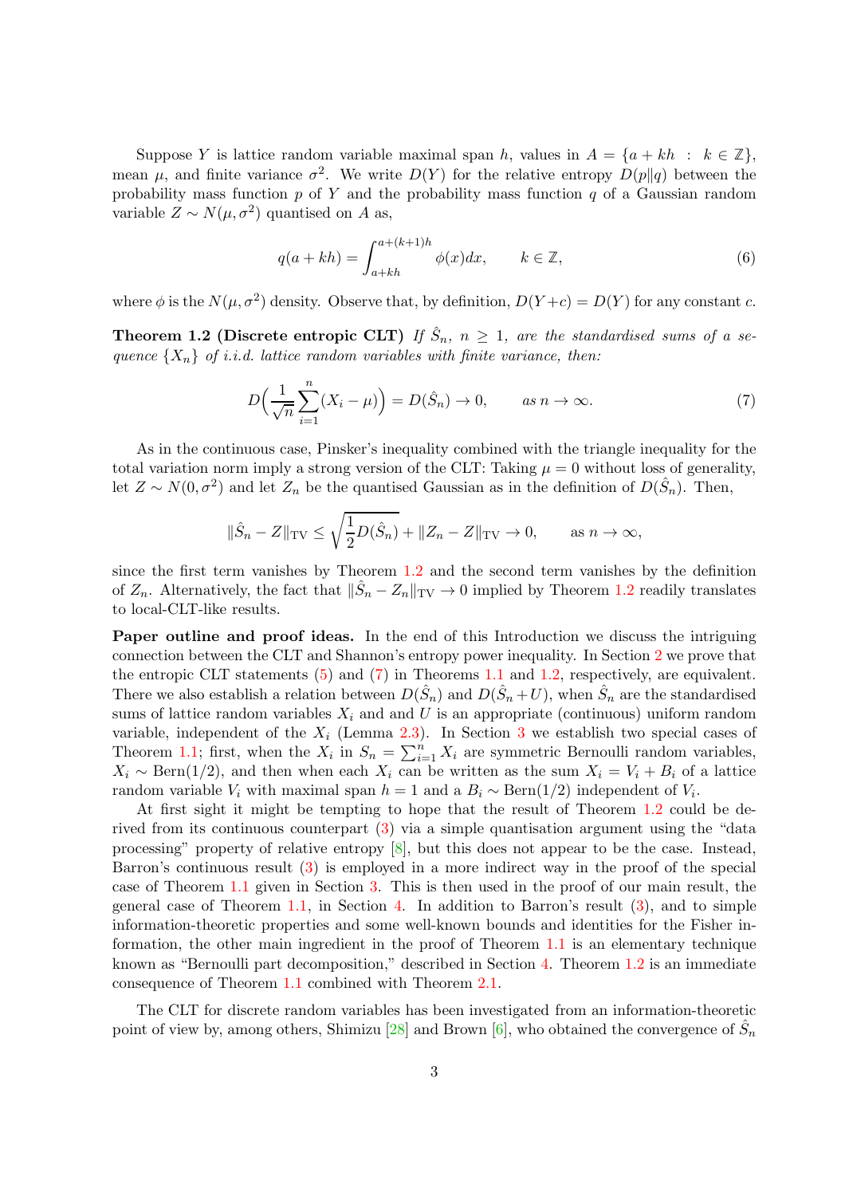Suppose $Y$ is lattice random variable maximal span $h$, values in $A = \{a + kh \;:\; k \in \mathbb{Z}\}$, mean $\mu$, and finite variance $\sigma^2$. We write $D(Y)$ for the relative entropy $D(p\|q)$ between the probability mass function $p$ of $Y$ and the probability mass function $q$ of a Gaussian random variable $Z \sim N(\mu, \sigma^2)$ quantised on $A$ as,

$$q(a + kh) = \int_{a+kh}^{a+(k+1)h} \phi(x)dx, \qquad k \in \mathbb{Z}, \tag{6}$$

where $\phi$ is the $N(\mu, \sigma^2)$ density. Observe that, by definition, $D(Y + c) = D(Y)$ for any constant $c$.

**Theorem 1.2 (Discrete entropic CLT)** *If $\hat{S}_n$, $n \geq 1$, are the standardised sums of a sequence $\{X_n\}$ of i.i.d. lattice random variables with finite variance, then:*

$$D\Big(\frac{1}{\sqrt{n}}\sum_{i=1}^{n}(X_i - \mu)\Big) = D(\hat{S}_n) \to 0, \qquad \text{as } n \to \infty. \tag{7}$$

As in the continuous case, Pinsker's inequality combined with the triangle inequality for the total variation norm imply a strong version of the CLT: Taking $\mu = 0$ without loss of generality, let $Z \sim N(0, \sigma^2)$ and let $Z_n$ be the quantised Gaussian as in the definition of $D(\hat{S}_n)$. Then,

$$\|\hat{S}_n - Z\|_{\mathrm{TV}} \leq \sqrt{\frac{1}{2}D(\hat{S}_n)} + \|Z_n - Z\|_{\mathrm{TV}} \to 0, \qquad \text{as } n \to \infty,$$

since the first term vanishes by Theorem 1.2 and the second term vanishes by the definition of $Z_n$. Alternatively, the fact that $\|\hat{S}_n - Z_n\|_{\mathrm{TV}} \to 0$ implied by Theorem 1.2 readily translates to local-CLT-like results.

**Paper outline and proof ideas.** In the end of this Introduction we discuss the intriguing connection between the CLT and Shannon's entropy power inequality. In Section 2 we prove that the entropic CLT statements (5) and (7) in Theorems 1.1 and 1.2, respectively, are equivalent. There we also establish a relation between $D(\hat{S}_n)$ and $D(\hat{S}_n + U)$, when $\hat{S}_n$ are the standardised sums of lattice random variables $X_i$ and and $U$ is an appropriate (continuous) uniform random variable, independent of the $X_i$ (Lemma 2.3). In Section 3 we establish two special cases of Theorem 1.1; first, when the $X_i$ in $S_n = \sum_{i=1}^{n} X_i$ are symmetric Bernoulli random variables, $X_i \sim \mathrm{Bern}(1/2)$, and then when each $X_i$ can be written as the sum $X_i = V_i + B_i$ of a lattice random variable $V_i$ with maximal span $h = 1$ and a $B_i \sim \mathrm{Bern}(1/2)$ independent of $V_i$.

At first sight it might be tempting to hope that the result of Theorem 1.2 could be derived from its continuous counterpart (3) via a simple quantisation argument using the "data processing" property of relative entropy [8], but this does not appear to be the case. Instead, Barron's continuous result (3) is employed in a more indirect way in the proof of the special case of Theorem 1.1 given in Section 3. This is then used in the proof of our main result, the general case of Theorem 1.1, in Section 4. In addition to Barron's result (3), and to simple information-theoretic properties and some well-known bounds and identities for the Fisher information, the other main ingredient in the proof of Theorem 1.1 is an elementary technique known as "Bernoulli part decomposition," described in Section 4. Theorem 1.2 is an immediate consequence of Theorem 1.1 combined with Theorem 2.1.

The CLT for discrete random variables has been investigated from an information-theoretic point of view by, among others, Shimizu [28] and Brown [6], who obtained the convergence of $\hat{S}_n$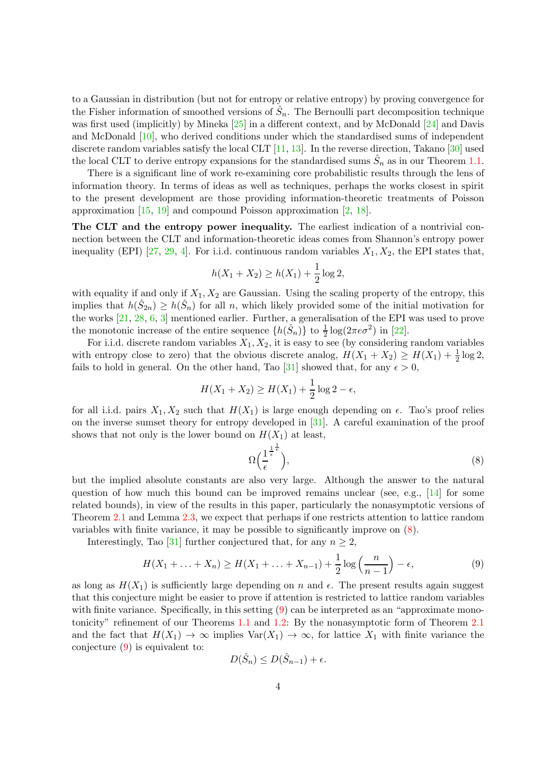to a Gaussian in distribution (but not for entropy or relative entropy) by proving convergence for the Fisher information of smoothed versions of $\hat{S}_n$. The Bernoulli part decomposition technique was first used (implicitly) by Mineka [25] in a different context, and by McDonald [24] and Davis and McDonald [10], who derived conditions under which the standardised sums of independent discrete random variables satisfy the local CLT [11, 13]. In the reverse direction, Takano [30] used the local CLT to derive entropy expansions for the standardised sums $\hat{S}_n$ as in our Theorem 1.1.

There is a significant line of work re-examining core probabilistic results through the lens of information theory. In terms of ideas as well as techniques, perhaps the works closest in spirit to the present development are those providing information-theoretic treatments of Poisson approximation [15, 19] and compound Poisson approximation [2, 18].

**The CLT and the entropy power inequality.** The earliest indication of a nontrivial connection between the CLT and information-theoretic ideas comes from Shannon's entropy power inequality (EPI) [27, 29, 4]. For i.i.d. continuous random variables $X_1, X_2$, the EPI states that,

$$h(X_1 + X_2) \geq h(X_1) + \frac{1}{2}\log 2,$$

with equality if and only if $X_1, X_2$ are Gaussian. Using the scaling property of the entropy, this implies that $h(\hat{S}_{2n}) \geq h(\hat{S}_n)$ for all $n$, which likely provided some of the initial motivation for the works [21, 28, 6, 3] mentioned earlier. Further, a generalisation of the EPI was used to prove the monotonic increase of the entire sequence $\{h(\hat{S}_n)\}$ to $\frac{1}{2}\log(2\pi e\sigma^2)$ in [22].

For i.i.d. discrete random variables $X_1, X_2$, it is easy to see (by considering random variables with entropy close to zero) that the obvious discrete analog, $H(X_1 + X_2) \geq H(X_1) + \frac{1}{2}\log 2$, fails to hold in general. On the other hand, Tao [31] showed that, for any $\epsilon > 0$,

$$H(X_1 + X_2) \geq H(X_1) + \frac{1}{2}\log 2 - \epsilon,$$

for all i.i.d. pairs $X_1, X_2$ such that $H(X_1)$ is large enough depending on $\epsilon$. Tao's proof relies on the inverse sumset theory for entropy developed in [31]. A careful examination of the proof shows that not only is the lower bound on $H(X_1)$ at least,

$$\Omega\Big(\frac{1}{\epsilon}^{\frac{1}{\epsilon}^{\frac{1}{\epsilon}}}\Big), \tag{8}$$

but the implied absolute constants are also very large. Although the answer to the natural question of how much this bound can be improved remains unclear (see, e.g., [14] for some related bounds), in view of the results in this paper, particularly the nonasymptotic versions of Theorem 2.1 and Lemma 2.3, we expect that perhaps if one restricts attention to lattice random variables with finite variance, it may be possible to significantly improve on (8).

Interestingly, Tao [31] further conjectured that, for any $n \geq 2$,

$$H(X_1 + \ldots + X_n) \geq H(X_1 + \ldots + X_{n-1}) + \frac{1}{2}\log\Big(\frac{n}{n-1}\Big) - \epsilon, \tag{9}$$

as long as $H(X_1)$ is sufficiently large depending on $n$ and $\epsilon$. The present results again suggest that this conjecture might be easier to prove if attention is restricted to lattice random variables with finite variance. Specifically, in this setting (9) can be interpreted as an "approximate monotonicity" refinement of our Theorems 1.1 and 1.2: By the nonasymptotic form of Theorem 2.1 and the fact that $H(X_1) \to \infty$ implies $\mathrm{Var}(X_1) \to \infty$, for lattice $X_1$ with finite variance the conjecture (9) is equivalent to:

$$D(\hat{S}_n) \leq D(\hat{S}_{n-1}) + \epsilon.$$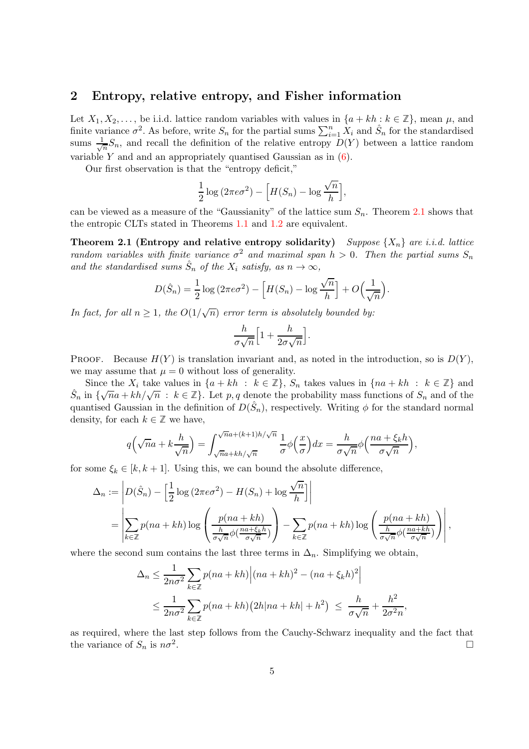## 2 Entropy, relative entropy, and Fisher information

Let $X_1, X_2, \ldots,$ be i.i.d. lattice random variables with values in $\{a + kh : k \in \mathbb{Z}\}$, mean $\mu$, and finite variance $\sigma^2$. As before, write $S_n$ for the partial sums $\sum_{i=1}^n X_i$ and $\hat{S}_n$ for the standardised sums $\frac{1}{\sqrt{n}} S_n$, and recall the definition of the relative entropy $D(Y)$ between a lattice random variable $Y$ and and an appropriately quantised Gaussian as in (6).

Our first observation is that the "entropy deficit,"

$$\frac{1}{2}\log\left(2\pi e\sigma^2\right) - \Big[H(S_n) - \log\frac{\sqrt{n}}{h}\Big],$$

can be viewed as a measure of the "Gaussianity" of the lattice sum $S_n$. Theorem 2.1 shows that the entropic CLTs stated in Theorems 1.1 and 1.2 are equivalent.

**Theorem 2.1 (Entropy and relative entropy solidarity)** *Suppose $\{X_n\}$ are i.i.d. lattice random variables with finite variance $\sigma^2$ and maximal span $h > 0$. Then the partial sums $S_n$ and the standardised sums $\hat{S}_n$ of the $X_i$ satisfy, as $n \to \infty$,*

$$D(\hat{S}_n) = \frac{1}{2}\log\left(2\pi e\sigma^2\right) - \Big[H(S_n) - \log\frac{\sqrt{n}}{h}\Big] + O\Big(\frac{1}{\sqrt{n}}\Big).$$

*In fact, for all $n \geq 1$, the $O(1/\sqrt{n})$ error term is absolutely bounded by:*

$$\frac{h}{\sigma\sqrt{n}}\Big[1 + \frac{h}{2\sigma\sqrt{n}}\Big].$$

Proof. Because $H(Y)$ is translation invariant and, as noted in the introduction, so is $D(Y)$, we may assume that $\mu = 0$ without loss of generality.

Since the $X_i$ take values in $\{a + kh : k \in \mathbb{Z}\}$, $S_n$ takes values in $\{na + kh : k \in \mathbb{Z}\}$ and $\hat{S}_n$ in $\{\sqrt{n}a + kh/\sqrt{n} : k \in \mathbb{Z}\}$. Let $p, q$ denote the probability mass functions of $S_n$ and of the quantised Gaussian in the definition of $D(\hat{S}_n)$, respectively. Writing $\phi$ for the standard normal density, for each $k \in \mathbb{Z}$ we have,

$$q\Big(\sqrt{n}a + k\frac{h}{\sqrt{n}}\Big) = \int_{\sqrt{n}a + kh/\sqrt{n}}^{\sqrt{n}a + (k+1)h/\sqrt{n}} \frac{1}{\sigma}\phi\Big(\frac{x}{\sigma}\Big)dx = \frac{h}{\sigma\sqrt{n}}\phi\Big(\frac{na + \xi_k h}{\sigma\sqrt{n}}\Big),$$

for some $\xi_k \in [k, k+1]$. Using this, we can bound the absolute difference,

$$\begin{aligned}
\Delta_n &:= \left| D(\hat{S}_n) - \Big[\frac{1}{2}\log\left(2\pi e\sigma^2\right) - H(S_n) + \log\frac{\sqrt{n}}{h}\Big] \right| \\
&= \left| \sum_{k\in\mathbb{Z}} p(na + kh)\log\left(\frac{p(na + kh)}{\frac{h}{\sigma\sqrt{n}}\phi(\frac{na + \xi_k h}{\sigma\sqrt{n}})}\right) - \sum_{k\in\mathbb{Z}} p(na + kh)\log\left(\frac{p(na + kh)}{\frac{h}{\sigma\sqrt{n}}\phi(\frac{na + kh}{\sigma\sqrt{n}})}\right) \right|,
\end{aligned}$$

where the second sum contains the last three terms in $\Delta_n$. Simplifying we obtain,

$$\begin{aligned}
\Delta_n &\leq \frac{1}{2n\sigma^2}\sum_{k\in\mathbb{Z}} p(na + kh)\Big|(na + kh)^2 - (na + \xi_k h)^2\Big| \\
&\leq \frac{1}{2n\sigma^2}\sum_{k\in\mathbb{Z}} p(na + kh)\big(2h|na + kh| + h^2\big) \;\leq\; \frac{h}{\sigma\sqrt{n}} + \frac{h^2}{2\sigma^2 n},
\end{aligned}$$

as required, where the last step follows from the Cauchy-Schwarz inequality and the fact that the variance of $S_n$ is $n\sigma^2$. □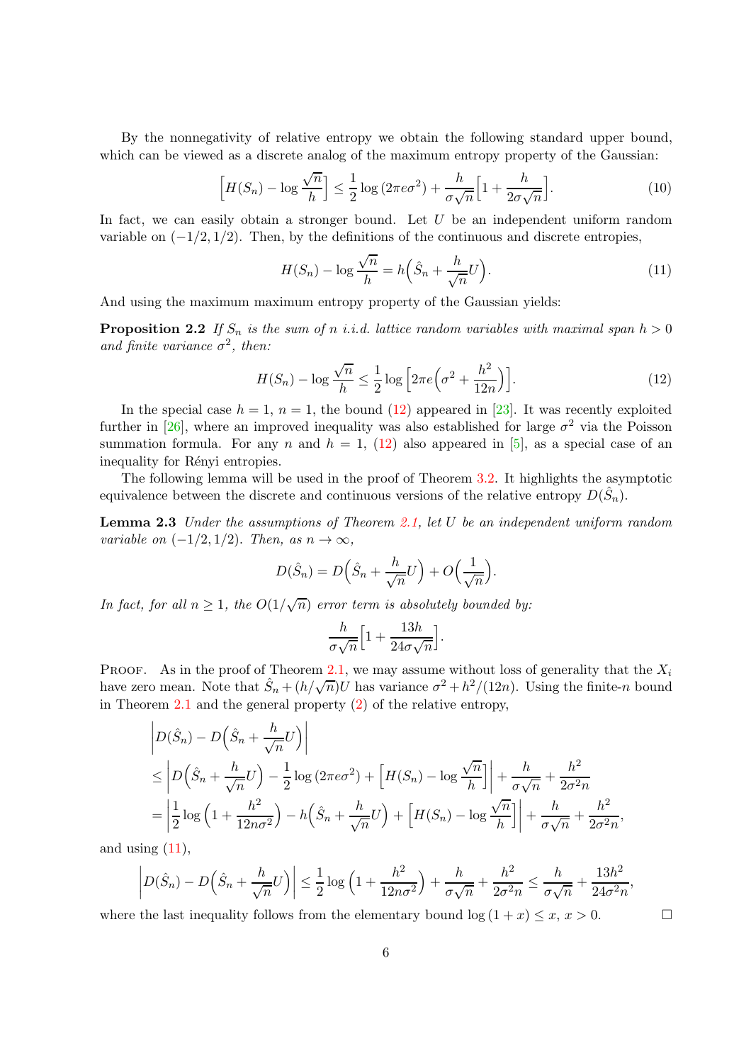By the nonnegativity of relative entropy we obtain the following standard upper bound, which can be viewed as a discrete analog of the maximum entropy property of the Gaussian:

$$\Big[H(S_n) - \log\frac{\sqrt{n}}{h}\Big] \leq \frac{1}{2}\log\left(2\pi e\sigma^2\right) + \frac{h}{\sigma\sqrt{n}}\Big[1 + \frac{h}{2\sigma\sqrt{n}}\Big]. \tag{10}$$

In fact, we can easily obtain a stronger bound. Let $U$ be an independent uniform random variable on $(-1/2, 1/2)$. Then, by the definitions of the continuous and discrete entropies,

$$H(S_n) - \log\frac{\sqrt{n}}{h} = h\Big(\hat{S}_n + \frac{h}{\sqrt{n}}U\Big). \tag{11}$$

And using the maximum maximum entropy property of the Gaussian yields:

**Proposition 2.2** *If $S_n$ is the sum of $n$ i.i.d. lattice random variables with maximal span $h > 0$ and finite variance $\sigma^2$, then:*

$$H(S_n) - \log\frac{\sqrt{n}}{h} \leq \frac{1}{2}\log\Big[2\pi e\Big(\sigma^2 + \frac{h^2}{12n}\Big)\Big]. \tag{12}$$

In the special case $h = 1$, $n = 1$, the bound (12) appeared in [23]. It was recently exploited further in [26], where an improved inequality was also established for large $\sigma^2$ via the Poisson summation formula. For any $n$ and $h = 1$, (12) also appeared in [5], as a special case of an inequality for Rényi entropies.

The following lemma will be used in the proof of Theorem 3.2. It highlights the asymptotic equivalence between the discrete and continuous versions of the relative entropy $D(\hat{S}_n)$.

**Lemma 2.3** *Under the assumptions of Theorem 2.1, let $U$ be an independent uniform random variable on $(-1/2, 1/2)$. Then, as $n \to \infty$,*

$$D(\hat{S}_n) = D\Big(\hat{S}_n + \frac{h}{\sqrt{n}}U\Big) + O\Big(\frac{1}{\sqrt{n}}\Big).$$

*In fact, for all $n \geq 1$, the $O(1/\sqrt{n})$ error term is absolutely bounded by:*

$$\frac{h}{\sigma\sqrt{n}}\Big[1 + \frac{13h}{24\sigma\sqrt{n}}\Big].$$

Proof. As in the proof of Theorem 2.1, we may assume without loss of generality that the $X_i$ have zero mean. Note that $\hat{S}_n + (h/\sqrt{n})U$ has variance $\sigma^2 + h^2/(12n)$. Using the finite-$n$ bound in Theorem 2.1 and the general property (2) of the relative entropy,

$$\begin{aligned}
&\Big|D(\hat{S}_n) - D\Big(\hat{S}_n + \frac{h}{\sqrt{n}}U\Big)\Big| \\
&\leq \Big|D\Big(\hat{S}_n + \frac{h}{\sqrt{n}}U\Big) - \frac{1}{2}\log\left(2\pi e\sigma^2\right) + \Big[H(S_n) - \log\frac{\sqrt{n}}{h}\Big]\Big| + \frac{h}{\sigma\sqrt{n}} + \frac{h^2}{2\sigma^2 n} \\
&= \Big|\frac{1}{2}\log\Big(1 + \frac{h^2}{12n\sigma^2}\Big) - h\Big(\hat{S}_n + \frac{h}{\sqrt{n}}U\Big) + \Big[H(S_n) - \log\frac{\sqrt{n}}{h}\Big]\Big| + \frac{h}{\sigma\sqrt{n}} + \frac{h^2}{2\sigma^2 n},
\end{aligned}$$

and using (11),

$$\Big|D(\hat{S}_n) - D\Big(\hat{S}_n + \frac{h}{\sqrt{n}}U\Big)\Big| \leq \frac{1}{2}\log\Big(1 + \frac{h^2}{12n\sigma^2}\Big) + \frac{h}{\sigma\sqrt{n}} + \frac{h^2}{2\sigma^2 n} \leq \frac{h}{\sigma\sqrt{n}} + \frac{13h^2}{24\sigma^2 n},$$

where the last inequality follows from the elementary bound $\log(1 + x) \leq x$, $x > 0$. $\square$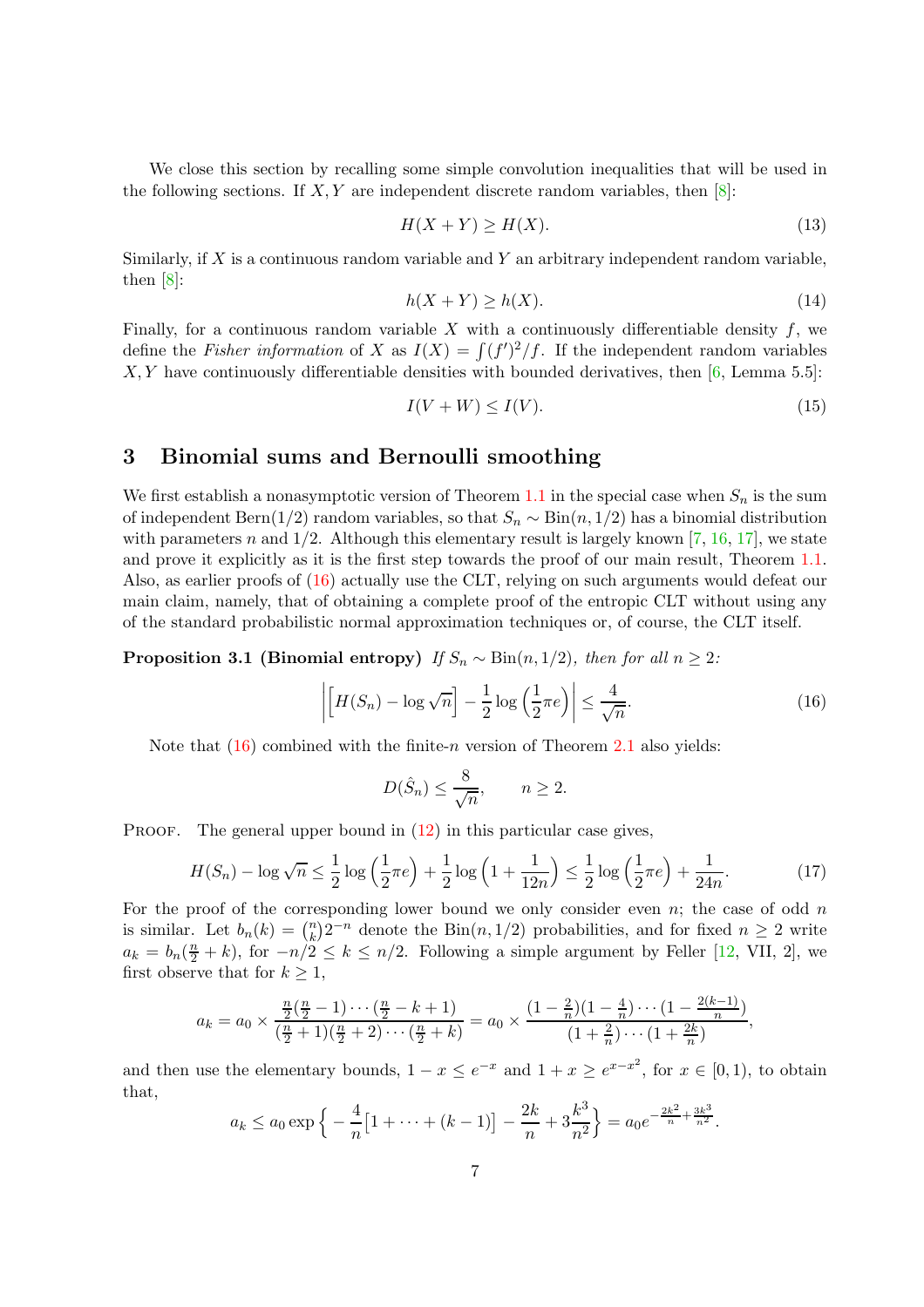We close this section by recalling some simple convolution inequalities that will be used in the following sections. If $X, Y$ are independent discrete random variables, then [8]:

$$H(X+Y) \geq H(X). \tag{13}$$

Similarly, if $X$ is a continuous random variable and $Y$ an arbitrary independent random variable, then [8]:

$$h(X+Y) \geq h(X). \tag{14}$$

Finally, for a continuous random variable $X$ with a continuously differentiable density $f$, we define the *Fisher information* of $X$ as $I(X) = \int (f')^2/f$. If the independent random variables $X, Y$ have continuously differentiable densities with bounded derivatives, then [6, Lemma 5.5]:

$$I(V+W) \leq I(V). \tag{15}$$

## 3 Binomial sums and Bernoulli smoothing

We first establish a nonasymptotic version of Theorem 1.1 in the special case when $S_n$ is the sum of independent Bern(1/2) random variables, so that $S_n \sim \text{Bin}(n, 1/2)$ has a binomial distribution with parameters $n$ and $1/2$. Although this elementary result is largely known [7, 16, 17], we state and prove it explicitly as it is the first step towards the proof of our main result, Theorem 1.1. Also, as earlier proofs of (16) actually use the CLT, relying on such arguments would defeat our main claim, namely, that of obtaining a complete proof of the entropic CLT without using any of the standard probabilistic normal approximation techniques or, of course, the CLT itself.

**Proposition 3.1 (Binomial entropy)** *If $S_n \sim \text{Bin}(n, 1/2)$, then for all $n \geq 2$:*

$$\left| \left[ H(S_n) - \log \sqrt{n} \right] - \frac{1}{2} \log \left( \frac{1}{2} \pi e \right) \right| \leq \frac{4}{\sqrt{n}}. \tag{16}$$

Note that (16) combined with the finite-$n$ version of Theorem 2.1 also yields:

$$D(\hat{S}_n) \leq \frac{8}{\sqrt{n}}, \qquad n \geq 2.$$

Proof. The general upper bound in (12) in this particular case gives,

$$H(S_n) - \log \sqrt{n} \leq \frac{1}{2} \log \left( \frac{1}{2} \pi e \right) + \frac{1}{2} \log \left( 1 + \frac{1}{12n} \right) \leq \frac{1}{2} \log \left( \frac{1}{2} \pi e \right) + \frac{1}{24n}. \tag{17}$$

For the proof of the corresponding lower bound we only consider even $n$; the case of odd $n$ is similar. Let $b_n(k) = \binom{n}{k} 2^{-n}$ denote the Bin$(n, 1/2)$ probabilities, and for fixed $n \geq 2$ write $a_k = b_n(\frac{n}{2} + k)$, for $-n/2 \leq k \leq n/2$. Following a simple argument by Feller [12, VII, 2], we first observe that for $k \geq 1$,

$$a_k = a_0 \times \frac{\frac{n}{2}(\frac{n}{2}-1) \cdots (\frac{n}{2}-k+1)}{(\frac{n}{2}+1)(\frac{n}{2}+2) \cdots (\frac{n}{2}+k)} = a_0 \times \frac{(1-\frac{2}{n})(1-\frac{4}{n}) \cdots (1-\frac{2(k-1)}{n})}{(1+\frac{2}{n}) \cdots (1+\frac{2k}{n})},$$

and then use the elementary bounds, $1 - x \leq e^{-x}$ and $1 + x \geq e^{x - x^2}$, for $x \in [0, 1)$, to obtain that,

$$a_k \leq a_0 \exp \left\{ -\frac{4}{n} \left[ 1 + \cdots + (k-1) \right] - \frac{2k}{n} + 3\frac{k^3}{n^2} \right\} = a_0 e^{-\frac{2k^2}{n} + \frac{3k^3}{n^2}}.$$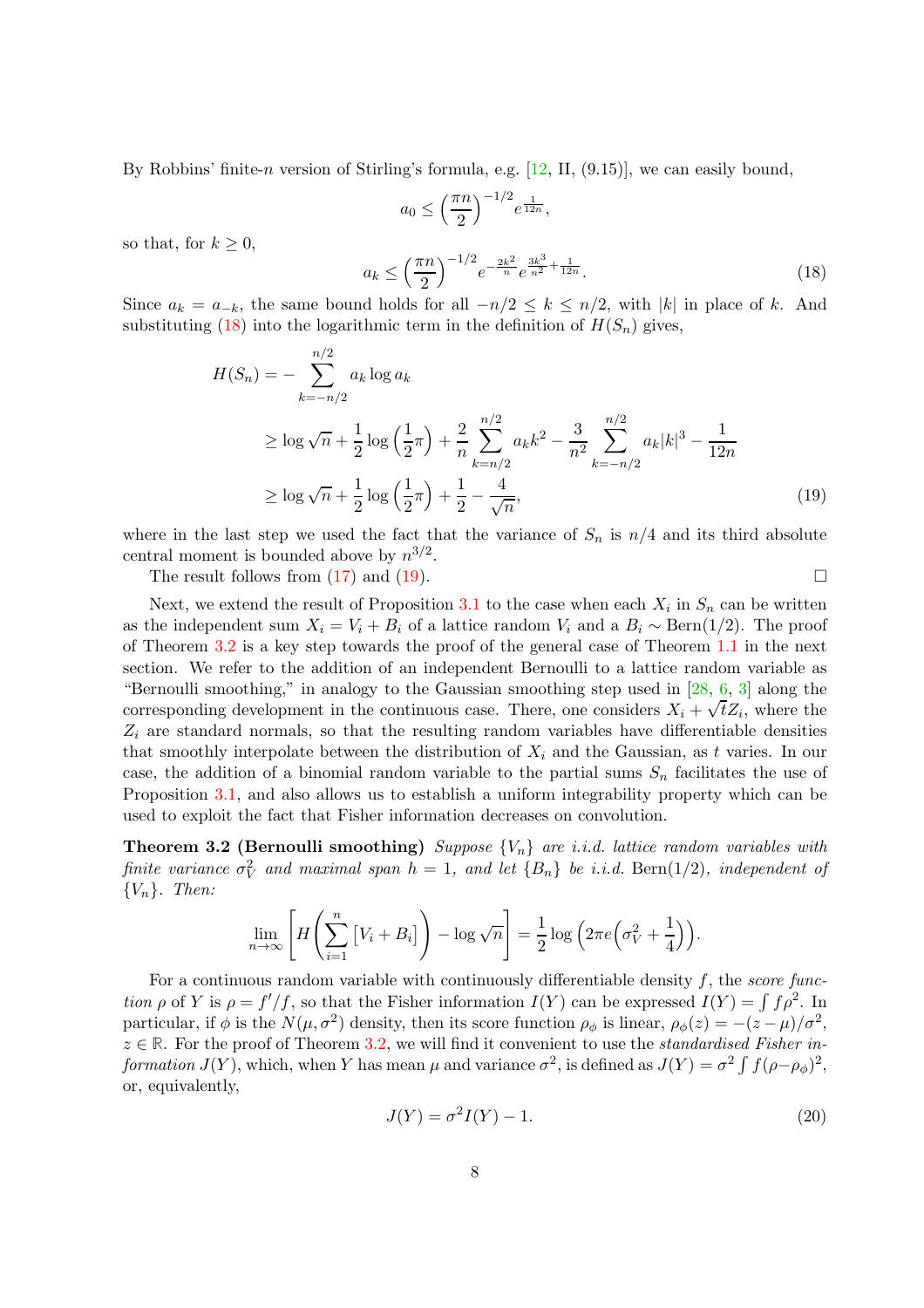By Robbins' finite-$n$ version of Stirling's formula, e.g. [12, II, (9.15)], we can easily bound,

$$a_0 \leq \left(\frac{\pi n}{2}\right)^{-1/2} e^{\frac{1}{12n}},$$

so that, for $k \geq 0$,

$$a_k \leq \left(\frac{\pi n}{2}\right)^{-1/2} e^{-\frac{2k^2}{n}} e^{\frac{3k^3}{n^2} + \frac{1}{12n}}. \tag{18}$$

Since $a_k = a_{-k}$, the same bound holds for all $-n/2 \leq k \leq n/2$, with $|k|$ in place of $k$. And substituting (18) into the logarithmic term in the definition of $H(S_n)$ gives,

$$\begin{aligned}
H(S_n) &= -\sum_{k=-n/2}^{n/2} a_k \log a_k \\
&\geq \log \sqrt{n} + \frac{1}{2} \log\left(\frac{1}{2}\pi\right) + \frac{2}{n} \sum_{k=n/2}^{n/2} a_k k^2 - \frac{3}{n^2} \sum_{k=-n/2}^{n/2} a_k |k|^3 - \frac{1}{12n} \\
&\geq \log \sqrt{n} + \frac{1}{2} \log\left(\frac{1}{2}\pi\right) + \frac{1}{2} - \frac{4}{\sqrt{n}},
\end{aligned} \tag{19}$$

where in the last step we used the fact that the variance of $S_n$ is $n/4$ and its third absolute central moment is bounded above by $n^{3/2}$.

The result follows from (17) and (19). □

Next, we extend the result of Proposition 3.1 to the case when each $X_i$ in $S_n$ can be written as the independent sum $X_i = V_i + B_i$ of a lattice random $V_i$ and a $B_i \sim \text{Bern}(1/2)$. The proof of Theorem 3.2 is a key step towards the proof of the general case of Theorem 1.1 in the next section. We refer to the addition of an independent Bernoulli to a lattice random variable as "Bernoulli smoothing," in analogy to the Gaussian smoothing step used in [28, 6, 3] along the corresponding development in the continuous case. There, one considers $X_i + \sqrt{t} Z_i$, where the $Z_i$ are standard normals, so that the resulting random variables have differentiable densities that smoothly interpolate between the distribution of $X_i$ and the Gaussian, as $t$ varies. In our case, the addition of a binomial random variable to the partial sums $S_n$ facilitates the use of Proposition 3.1, and also allows us to establish a uniform integrability property which can be used to exploit the fact that Fisher information decreases on convolution.

**Theorem 3.2 (Bernoulli smoothing)** *Suppose $\{V_n\}$ are i.i.d. lattice random variables with finite variance $\sigma_V^2$ and maximal span $h = 1$, and let $\{B_n\}$ be i.i.d. $\text{Bern}(1/2)$, independent of $\{V_n\}$. Then:*

$$\lim_{n\to\infty} \left[ H\left( \sum_{i=1}^{n} \left[V_i + B_i\right] \right) - \log \sqrt{n} \right] = \frac{1}{2} \log\left( 2\pi e \left( \sigma_V^2 + \frac{1}{4} \right) \right).$$

For a continuous random variable with continuously differentiable density $f$, the *score function* $\rho$ of $Y$ is $\rho = f'/f$, so that the Fisher information $I(Y)$ can be expressed $I(Y) = \int f\rho^2$. In particular, if $\phi$ is the $N(\mu, \sigma^2)$ density, then its score function $\rho_\phi$ is linear, $\rho_\phi(z) = -(z - \mu)/\sigma^2$, $z \in \mathbb{R}$. For the proof of Theorem 3.2, we will find it convenient to use the *standardised Fisher information* $J(Y)$, which, when $Y$ has mean $\mu$ and variance $\sigma^2$, is defined as $J(Y) = \sigma^2 \int f(\rho - \rho_\phi)^2$, or, equivalently,

$$J(Y) = \sigma^2 I(Y) - 1. \tag{20}$$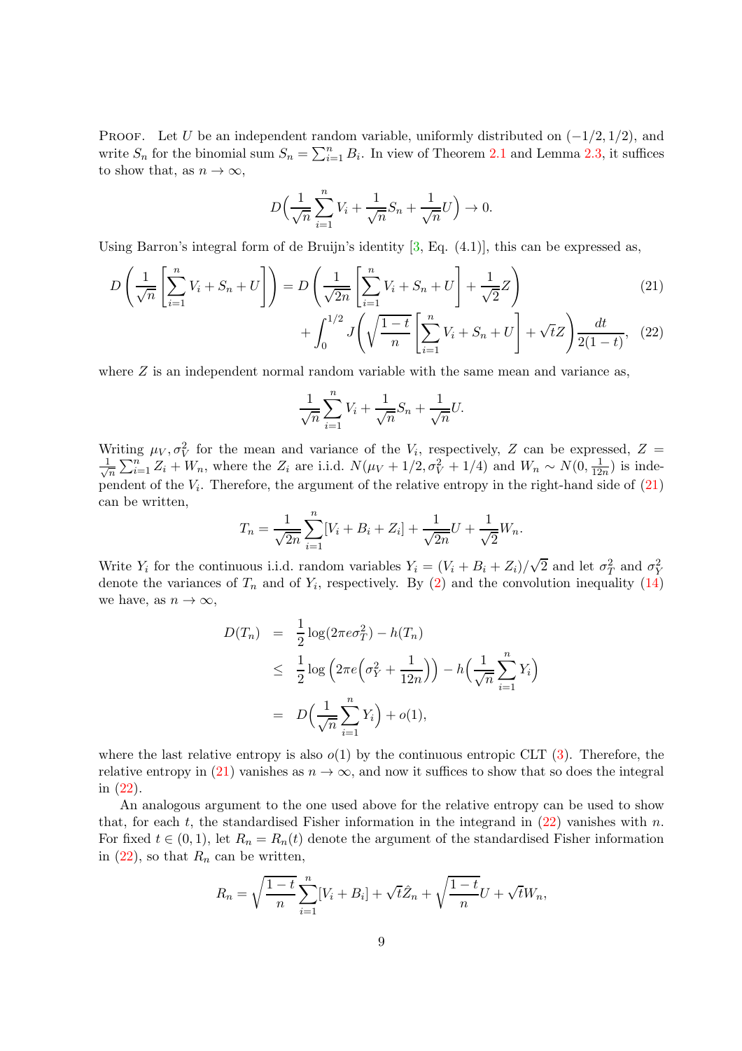Proof. Let $U$ be an independent random variable, uniformly distributed on $(-1/2, 1/2)$, and write $S_n$ for the binomial sum $S_n = \sum_{i=1}^n B_i$. In view of Theorem 2.1 and Lemma 2.3, it suffices to show that, as $n \to \infty$,

$$D\Big(\frac{1}{\sqrt{n}}\sum_{i=1}^n V_i + \frac{1}{\sqrt{n}}S_n + \frac{1}{\sqrt{n}}U\Big) \to 0.$$

Using Barron's integral form of de Bruijn's identity [3, Eq. (4.1)], this can be expressed as,

$$D\left(\frac{1}{\sqrt{n}}\left[\sum_{i=1}^n V_i + S_n + U\right]\right) = D\left(\frac{1}{\sqrt{2n}}\left[\sum_{i=1}^n V_i + S_n + U\right] + \frac{1}{\sqrt{2}}Z\right) \tag{21}$$

$$+ \int_0^{1/2} J\left(\sqrt{\frac{1-t}{n}}\left[\sum_{i=1}^n V_i + S_n + U\right] + \sqrt{t}Z\right)\frac{dt}{2(1-t)}, \tag{22}$$

where $Z$ is an independent normal random variable with the same mean and variance as,

$$\frac{1}{\sqrt{n}}\sum_{i=1}^n V_i + \frac{1}{\sqrt{n}}S_n + \frac{1}{\sqrt{n}}U.$$

Writing $\mu_V, \sigma_V^2$ for the mean and variance of the $V_i$, respectively, $Z$ can be expressed, $Z = \frac{1}{\sqrt{n}}\sum_{i=1}^n Z_i + W_n$, where the $Z_i$ are i.i.d. $N(\mu_V + 1/2, \sigma_V^2 + 1/4)$ and $W_n \sim N(0, \frac{1}{12n})$ is independent of the $V_i$. Therefore, the argument of the relative entropy in the right-hand side of (21) can be written,

$$T_n = \frac{1}{\sqrt{2n}}\sum_{i=1}^n [V_i + B_i + Z_i] + \frac{1}{\sqrt{2n}}U + \frac{1}{\sqrt{2}}W_n.$$

Write $Y_i$ for the continuous i.i.d. random variables $Y_i = (V_i + B_i + Z_i)/\sqrt{2}$ and let $\sigma_T^2$ and $\sigma_Y^2$ denote the variances of $T_n$ and of $Y_i$, respectively. By (2) and the convolution inequality (14) we have, as $n \to \infty$,

$$\begin{aligned}
D(T_n) &= \frac{1}{2}\log(2\pi e \sigma_T^2) - h(T_n) \\
&\leq \frac{1}{2}\log\Big(2\pi e\Big(\sigma_Y^2 + \frac{1}{12n}\Big)\Big) - h\Big(\frac{1}{\sqrt{n}}\sum_{i=1}^n Y_i\Big) \\
&= D\Big(\frac{1}{\sqrt{n}}\sum_{i=1}^n Y_i\Big) + o(1),
\end{aligned}$$

where the last relative entropy is also $o(1)$ by the continuous entropic CLT (3). Therefore, the relative entropy in (21) vanishes as $n \to \infty$, and now it suffices to show that so does the integral in (22).

An analogous argument to the one used above for the relative entropy can be used to show that, for each $t$, the standardised Fisher information in the integrand in (22) vanishes with $n$. For fixed $t \in (0, 1)$, let $R_n = R_n(t)$ denote the argument of the standardised Fisher information in (22), so that $R_n$ can be written,

$$R_n = \sqrt{\frac{1-t}{n}}\sum_{i=1}^n [V_i + B_i] + \sqrt{t}\hat{Z}_n + \sqrt{\frac{1-t}{n}}U + \sqrt{t}W_n,$$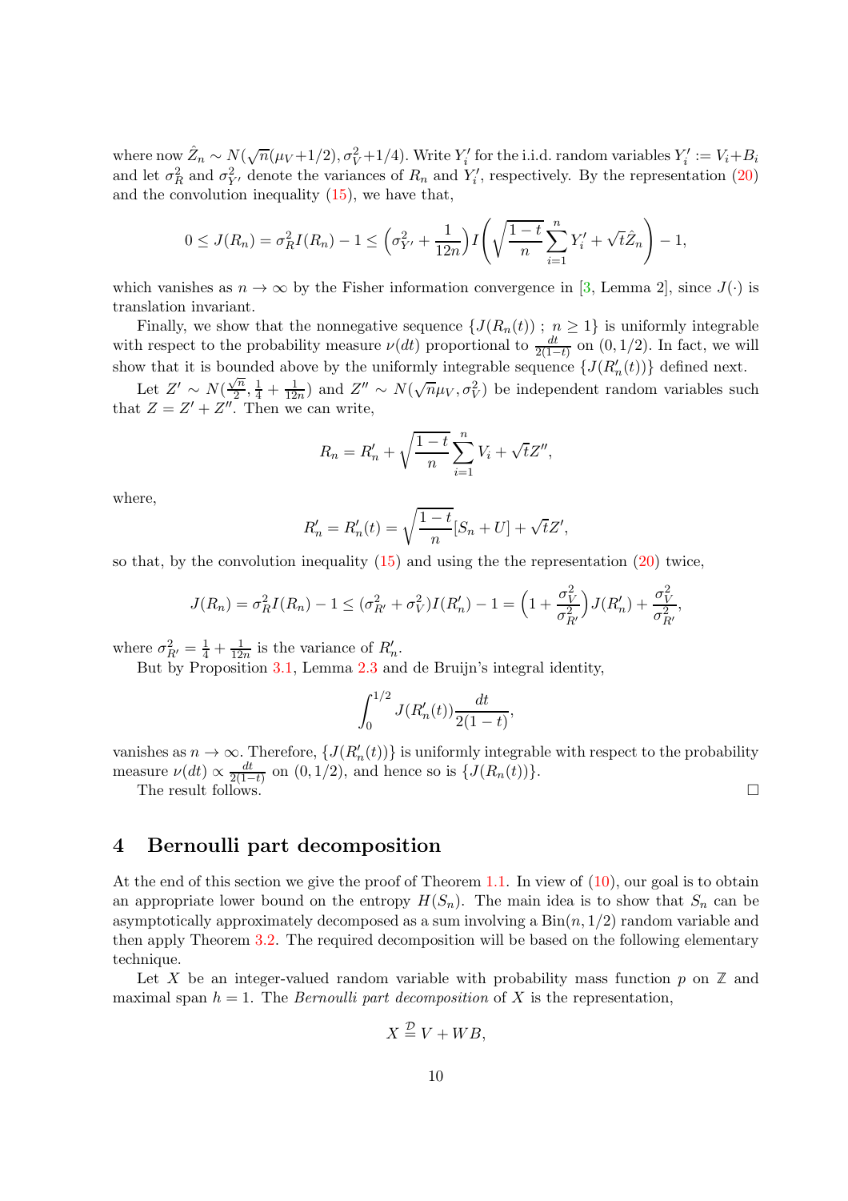where now $\hat{Z}_n \sim N(\sqrt{n}(\mu_V+1/2), \sigma_V^2+1/4)$. Write $Y_i'$ for the i.i.d. random variables $Y_i' := V_i+B_i$ and let $\sigma_R^2$ and $\sigma_{Y'}^2$ denote the variances of $R_n$ and $Y_i'$, respectively. By the representation (20) and the convolution inequality (15), we have that,

$$0 \leq J(R_n) = \sigma_R^2 I(R_n) - 1 \leq \Big(\sigma_{Y'}^2 + \frac{1}{12n}\Big) I\Bigg(\sqrt{\frac{1-t}{n}}\sum_{i=1}^n Y_i' + \sqrt{t}\hat{Z}_n\Bigg) - 1,$$

which vanishes as $n \to \infty$ by the Fisher information convergence in [3, Lemma 2], since $J(\cdot)$ is translation invariant.

Finally, we show that the nonnegative sequence $\{J(R_n(t))\ ;\ n \geq 1\}$ is uniformly integrable with respect to the probability measure $\nu(dt)$ proportional to $\frac{dt}{2(1-t)}$ on $(0, 1/2)$. In fact, we will show that it is bounded above by the uniformly integrable sequence $\{J(R_n'(t))\}$ defined next.

Let $Z' \sim N(\frac{\sqrt{n}}{2}, \frac{1}{4}+\frac{1}{12n})$ and $Z'' \sim N(\sqrt{n}\mu_V, \sigma_V^2)$ be independent random variables such that $Z = Z' + Z''$. Then we can write,

$$R_n = R_n' + \sqrt{\frac{1-t}{n}}\sum_{i=1}^n V_i + \sqrt{t}Z'',$$

where,

$$R_n' = R_n'(t) = \sqrt{\frac{1-t}{n}}[S_n + U] + \sqrt{t}Z',$$

so that, by the convolution inequality (15) and using the the representation (20) twice,

$$J(R_n) = \sigma_R^2 I(R_n) - 1 \leq (\sigma_{R'}^2 + \sigma_V^2) I(R_n') - 1 = \Big(1 + \frac{\sigma_V^2}{\sigma_{R'}^2}\Big) J(R_n') + \frac{\sigma_V^2}{\sigma_{R'}^2},$$

where $\sigma_{R'}^2 = \frac{1}{4} + \frac{1}{12n}$ is the variance of $R_n'$.

But by Proposition 3.1, Lemma 2.3 and de Bruijn's integral identity,

$$\int_0^{1/2} J(R_n'(t)) \frac{dt}{2(1-t)},$$

vanishes as $n \to \infty$. Therefore, $\{J(R_n'(t))\}$ is uniformly integrable with respect to the probability measure $\nu(dt) \propto \frac{dt}{2(1-t)}$ on $(0, 1/2)$, and hence so is $\{J(R_n(t))\}$.

The result follows. □

## 4 Bernoulli part decomposition

At the end of this section we give the proof of Theorem 1.1. In view of (10), our goal is to obtain an appropriate lower bound on the entropy $H(S_n)$. The main idea is to show that $S_n$ can be asymptotically approximately decomposed as a sum involving a $\text{Bin}(n, 1/2)$ random variable and then apply Theorem 3.2. The required decomposition will be based on the following elementary technique.

Let $X$ be an integer-valued random variable with probability mass function $p$ on $\mathbb{Z}$ and maximal span $h = 1$. The *Bernoulli part decomposition* of $X$ is the representation,

$$X \stackrel{\mathcal{D}}{=} V + WB,$$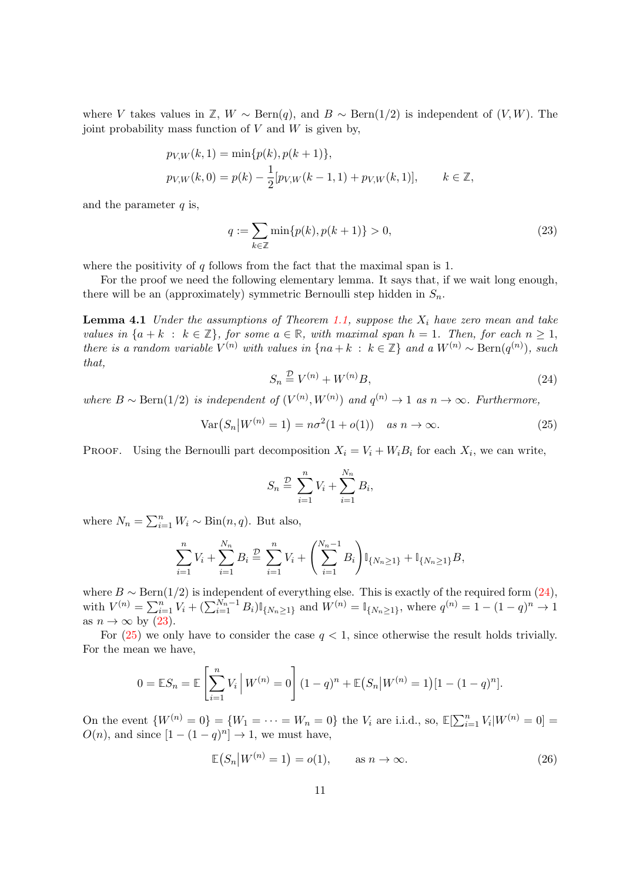where $V$ takes values in $\mathbb{Z}$, $W \sim \text{Bern}(q)$, and $B \sim \text{Bern}(1/2)$ is independent of $(V, W)$. The joint probability mass function of $V$ and $W$ is given by,

$$
\begin{aligned}
p_{V,W}(k,1) &= \min\{p(k), p(k+1)\}, \\
p_{V,W}(k,0) &= p(k) - \frac{1}{2}[p_{V,W}(k-1,1) + p_{V,W}(k,1)], \qquad k \in \mathbb{Z},
\end{aligned}
$$

and the parameter $q$ is,

$$
q := \sum_{k \in \mathbb{Z}} \min\{p(k), p(k+1)\} > 0, \tag{23}
$$

where the positivity of $q$ follows from the fact that the maximal span is 1.

For the proof we need the following elementary lemma. It says that, if we wait long enough, there will be an (approximately) symmetric Bernoulli step hidden in $S_n$.

**Lemma 4.1** *Under the assumptions of Theorem 1.1, suppose the $X_i$ have zero mean and take values in $\{a + k : k \in \mathbb{Z}\}$, for some $a \in \mathbb{R}$, with maximal span $h = 1$. Then, for each $n \geq 1$, there is a random variable $V^{(n)}$ with values in $\{na + k : k \in \mathbb{Z}\}$ and a $W^{(n)} \sim \text{Bern}(q^{(n)})$, such that,*

$$
S_n \stackrel{\mathcal{D}}{=} V^{(n)} + W^{(n)} B, \tag{24}
$$

*where $B \sim \text{Bern}(1/2)$ is independent of $(V^{(n)}, W^{(n)})$ and $q^{(n)} \to 1$ as $n \to \infty$. Furthermore,*

$$
\text{Var}\big(S_n \big| W^{(n)} = 1\big) = n\sigma^2(1 + o(1)) \quad \text{as } n \to \infty. \tag{25}
$$

Proof. Using the Bernoulli part decomposition $X_i = V_i + W_i B_i$ for each $X_i$, we can write,

$$
S_n \stackrel{\mathcal{D}}{=} \sum_{i=1}^n V_i + \sum_{i=1}^{N_n} B_i,
$$

where $N_n = \sum_{i=1}^n W_i \sim \text{Bin}(n, q)$. But also,

$$
\sum_{i=1}^n V_i + \sum_{i=1}^{N_n} B_i \stackrel{\mathcal{D}}{=} \sum_{i=1}^n V_i + \left( \sum_{i=1}^{N_n - 1} B_i \right) \mathbb{I}_{\{N_n \geq 1\}} + \mathbb{I}_{\{N_n \geq 1\}} B,
$$

where $B \sim \text{Bern}(1/2)$ is independent of everything else. This is exactly of the required form (24), with $V^{(n)} = \sum_{i=1}^n V_i + (\sum_{i=1}^{N_n-1} B_i)\mathbb{I}_{\{N_n \geq 1\}}$ and $W^{(n)} = \mathbb{I}_{\{N_n \geq 1\}}$, where $q^{(n)} = 1 - (1-q)^n \to 1$ as $n \to \infty$ by (23).

For (25) we only have to consider the case $q < 1$, since otherwise the result holds trivially. For the mean we have,

$$
0 = \mathbb{E}S_n = \mathbb{E}\left[ \sum_{i=1}^n V_i \,\middle|\, W^{(n)} = 0 \right] (1-q)^n + \mathbb{E}\big(S_n \big| W^{(n)} = 1\big)[1 - (1-q)^n].
$$

On the event $\{W^{(n)} = 0\} = \{W_1 = \cdots = W_n = 0\}$ the $V_i$ are i.i.d., so, $\mathbb{E}[\sum_{i=1}^n V_i | W^{(n)} = 0] = O(n)$, and since $[1 - (1-q)^n] \to 1$, we must have,

$$
\mathbb{E}\big(S_n \big| W^{(n)} = 1\big) = o(1), \qquad \text{as } n \to \infty. \tag{26}
$$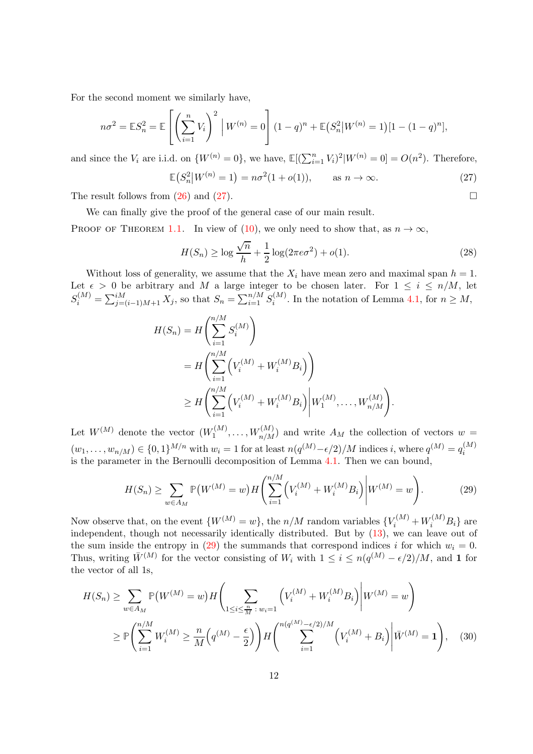For the second moment we similarly have,

$$n\sigma^2 = \mathbb{E}S_n^2 = \mathbb{E}\left[\left(\sum_{i=1}^n V_i\right)^2 \,\Big|\, W^{(n)} = 0\right](1-q)^n + \mathbb{E}\big(S_n^2 \big| W^{(n)} = 1\big)[1-(1-q)^n],$$

and since the $V_i$ are i.i.d. on $\{W^{(n)} = 0\}$, we have, $\mathbb{E}[(\sum_{i=1}^n V_i)^2 | W^{(n)} = 0] = O(n^2)$. Therefore,

$$\mathbb{E}\big(S_n^2 \big| W^{(n)} = 1\big) = n\sigma^2(1 + o(1)), \qquad \text{as } n \to \infty. \tag{27}$$

The result follows from (26) and (27). $\square$

We can finally give the proof of the general case of our main result.

Proof of Theorem 1.1. In view of (10), we only need to show that, as $n \to \infty$,

$$H(S_n) \geq \log\frac{\sqrt{n}}{h} + \frac{1}{2}\log(2\pi e\sigma^2) + o(1). \tag{28}$$

Without loss of generality, we assume that the $X_i$ have mean zero and maximal span $h = 1$. Let $\epsilon > 0$ be arbitrary and $M$ a large integer to be chosen later. For $1 \leq i \leq n/M$, let $S_i^{(M)} = \sum_{j=(i-1)M+1}^{iM} X_j$, so that $S_n = \sum_{i=1}^{n/M} S_i^{(M)}$. In the notation of Lemma 4.1, for $n \geq M$,

$$\begin{aligned}
H(S_n) &= H\left(\sum_{i=1}^{n/M} S_i^{(M)}\right)\\
&= H\left(\sum_{i=1}^{n/M}\Big(V_i^{(M)} + W_i^{(M)}B_i\Big)\right)\\
&\geq H\left(\sum_{i=1}^{n/M}\Big(V_i^{(M)} + W_i^{(M)}B_i\Big)\,\middle|\, W_1^{(M)}, \ldots, W_{n/M}^{(M)}\right).
\end{aligned}$$

Let $W^{(M)}$ denote the vector $(W_1^{(M)}, \ldots, W_{n/M}^{(M)})$ and write $A_M$ the collection of vectors $w = (w_1, \ldots, w_{n/M}) \in \{0,1\}^{M/n}$ with $w_i = 1$ for at least $n(q^{(M)} - \epsilon/2)/M$ indices $i$, where $q^{(M)} = q_i^{(M)}$ is the parameter in the Bernoulli decomposition of Lemma 4.1. Then we can bound,

$$H(S_n) \geq \sum_{w \in A_M} \mathbb{P}\big(W^{(M)} = w\big) H\left(\sum_{i=1}^{n/M}\Big(V_i^{(M)} + W_i^{(M)}B_i\Big)\,\middle|\, W^{(M)} = w\right). \tag{29}$$

Now observe that, on the event $\{W^{(M)} = w\}$, the $n/M$ random variables $\{V_i^{(M)} + W_i^{(M)}B_i\}$ are independent, though not necessarily identically distributed. But by (13), we can leave out of the sum inside the entropy in (29) the summands that correspond indices $i$ for which $w_i = 0$. Thus, writing $\bar{W}^{(M)}$ for the vector consisting of $W_i$ with $1 \leq i \leq n(q^{(M)} - \epsilon/2)/M$, and $\mathbf{1}$ for the vector of all 1s,

$$\begin{aligned}
H(S_n) &\geq \sum_{w \in A_M} \mathbb{P}\big(W^{(M)} = w\big) H\left(\sum_{1 \leq i \leq \frac{n}{M}\,:\, w_i = 1}\Big(V_i^{(M)} + W_i^{(M)}B_i\Big)\,\middle|\, W^{(M)} = w\right)\\
&\geq \mathbb{P}\left(\sum_{i=1}^{n/M} W_i^{(M)} \geq \frac{n}{M}\Big(q^{(M)} - \frac{\epsilon}{2}\Big)\right) H\left(\sum_{i=1}^{n(q^{(M)}-\epsilon/2)/M}\Big(V_i^{(M)} + B_i\Big)\,\middle|\, \bar{W}^{(M)} = \mathbf{1}\right),
\end{aligned} \tag{30}$$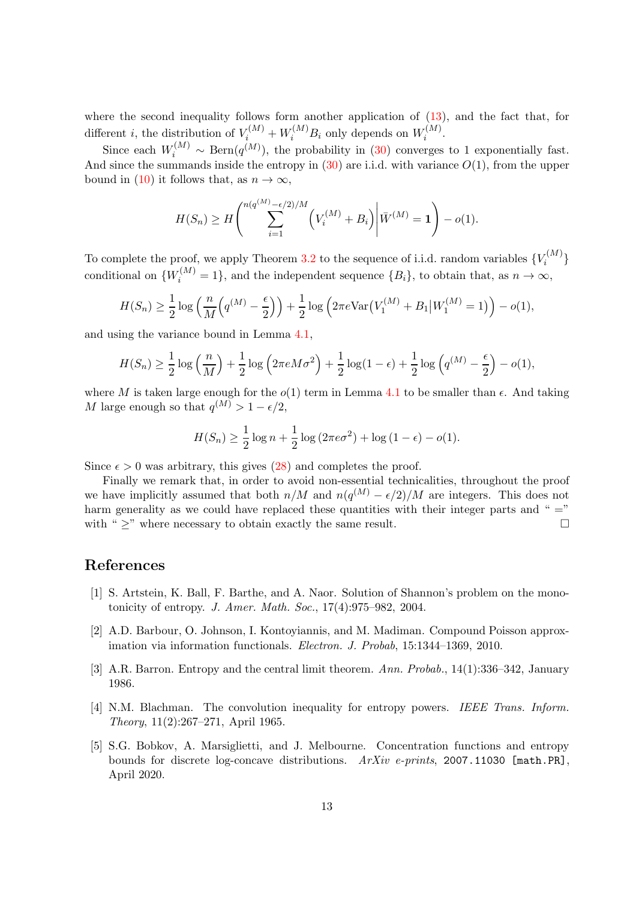where the second inequality follows form another application of (13), and the fact that, for different $i$, the distribution of $V_i^{(M)} + W_i^{(M)} B_i$ only depends on $W_i^{(M)}$.

Since each $W_i^{(M)} \sim \text{Bern}(q^{(M)})$, the probability in (30) converges to 1 exponentially fast. And since the summands inside the entropy in (30) are i.i.d. with variance $O(1)$, from the upper bound in (10) it follows that, as $n \to \infty$,

$$H(S_n) \geq H\left( \sum_{i=1}^{n(q^{(M)} - \epsilon/2)/M} \left(V_i^{(M)} + B_i\right) \middle| \bar{W}^{(M)} = \mathbf{1} \right) - o(1).$$

To complete the proof, we apply Theorem 3.2 to the sequence of i.i.d. random variables $\{V_i^{(M)}\}$ conditional on $\{W_i^{(M)} = 1\}$, and the independent sequence $\{B_i\}$, to obtain that, as $n \to \infty$,

$$H(S_n) \geq \frac{1}{2} \log\left( \frac{n}{M} \left( q^{(M)} - \frac{\epsilon}{2} \right) \right) + \frac{1}{2} \log\left( 2\pi e \text{Var}\left(V_1^{(M)} + B_1 \middle| W_1^{(M)} = 1\right) \right) - o(1),$$

and using the variance bound in Lemma 4.1,

$$H(S_n) \geq \frac{1}{2} \log\left( \frac{n}{M} \right) + \frac{1}{2} \log\left( 2\pi e M \sigma^2 \right) + \frac{1}{2} \log(1 - \epsilon) + \frac{1}{2} \log\left( q^{(M)} - \frac{\epsilon}{2} \right) - o(1),$$

where $M$ is taken large enough for the $o(1)$ term in Lemma 4.1 to be smaller than $\epsilon$. And taking $M$ large enough so that $q^{(M)} > 1 - \epsilon/2$,

$$H(S_n) \geq \frac{1}{2} \log n + \frac{1}{2} \log\left(2\pi e \sigma^2\right) + \log\left(1 - \epsilon\right) - o(1).$$

Since $\epsilon > 0$ was arbitrary, this gives (28) and completes the proof.

Finally we remark that, in order to avoid non-essential technicalities, throughout the proof we have implicitly assumed that both $n/M$ and $n(q^{(M)} - \epsilon/2)/M$ are integers. This does not harm generality as we could have replaced these quantities with their integer parts and " $=$" with " $\geq$" where necessary to obtain exactly the same result. □

# References

[1] S. Artstein, K. Ball, F. Barthe, and A. Naor. Solution of Shannon's problem on the monotonicity of entropy. *J. Amer. Math. Soc.*, 17(4):975–982, 2004.

[2] A.D. Barbour, O. Johnson, I. Kontoyiannis, and M. Madiman. Compound Poisson approximation via information functionals. *Electron. J. Probab*, 15:1344–1369, 2010.

[3] A.R. Barron. Entropy and the central limit theorem. *Ann. Probab.*, 14(1):336–342, January 1986.

[4] N.M. Blachman. The convolution inequality for entropy powers. *IEEE Trans. Inform. Theory*, 11(2):267–271, April 1965.

[5] S.G. Bobkov, A. Marsiglietti, and J. Melbourne. Concentration functions and entropy bounds for discrete log-concave distributions. *ArXiv e-prints*, `2007.11030 [math.PR]`, April 2020.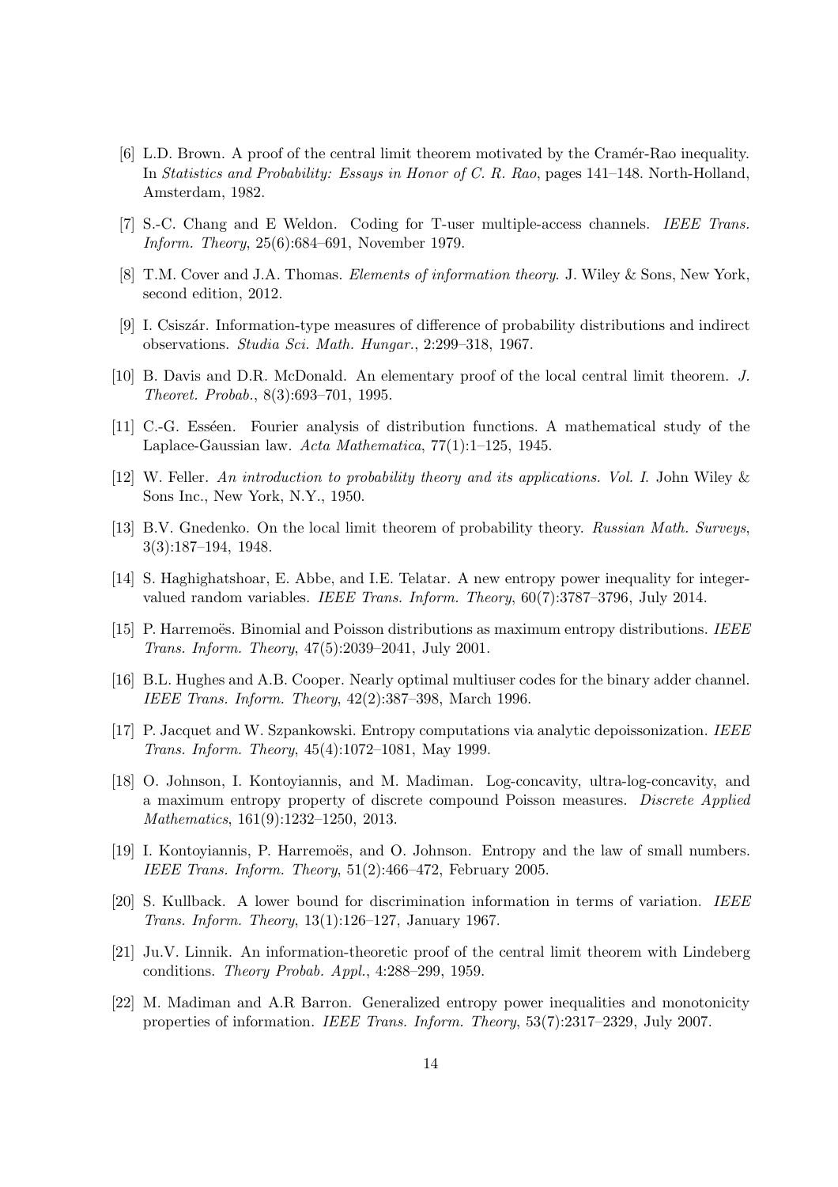[6] L.D. Brown. A proof of the central limit theorem motivated by the Cramér-Rao inequality. In *Statistics and Probability: Essays in Honor of C. R. Rao*, pages 141–148. North-Holland, Amsterdam, 1982.

[7] S.-C. Chang and E Weldon. Coding for T-user multiple-access channels. *IEEE Trans. Inform. Theory*, 25(6):684–691, November 1979.

[8] T.M. Cover and J.A. Thomas. *Elements of information theory*. J. Wiley & Sons, New York, second edition, 2012.

[9] I. Csiszár. Information-type measures of difference of probability distributions and indirect observations. *Studia Sci. Math. Hungar.*, 2:299–318, 1967.

[10] B. Davis and D.R. McDonald. An elementary proof of the local central limit theorem. *J. Theoret. Probab.*, 8(3):693–701, 1995.

[11] C.-G. Esséen. Fourier analysis of distribution functions. A mathematical study of the Laplace-Gaussian law. *Acta Mathematica*, 77(1):1–125, 1945.

[12] W. Feller. *An introduction to probability theory and its applications. Vol. I.* John Wiley & Sons Inc., New York, N.Y., 1950.

[13] B.V. Gnedenko. On the local limit theorem of probability theory. *Russian Math. Surveys*, 3(3):187–194, 1948.

[14] S. Haghighatshoar, E. Abbe, and I.E. Telatar. A new entropy power inequality for integer-valued random variables. *IEEE Trans. Inform. Theory*, 60(7):3787–3796, July 2014.

[15] P. Harremoës. Binomial and Poisson distributions as maximum entropy distributions. *IEEE Trans. Inform. Theory*, 47(5):2039–2041, July 2001.

[16] B.L. Hughes and A.B. Cooper. Nearly optimal multiuser codes for the binary adder channel. *IEEE Trans. Inform. Theory*, 42(2):387–398, March 1996.

[17] P. Jacquet and W. Szpankowski. Entropy computations via analytic depoissonization. *IEEE Trans. Inform. Theory*, 45(4):1072–1081, May 1999.

[18] O. Johnson, I. Kontoyiannis, and M. Madiman. Log-concavity, ultra-log-concavity, and a maximum entropy property of discrete compound Poisson measures. *Discrete Applied Mathematics*, 161(9):1232–1250, 2013.

[19] I. Kontoyiannis, P. Harremoës, and O. Johnson. Entropy and the law of small numbers. *IEEE Trans. Inform. Theory*, 51(2):466–472, February 2005.

[20] S. Kullback. A lower bound for discrimination information in terms of variation. *IEEE Trans. Inform. Theory*, 13(1):126–127, January 1967.

[21] Ju.V. Linnik. An information-theoretic proof of the central limit theorem with Lindeberg conditions. *Theory Probab. Appl.*, 4:288–299, 1959.

[22] M. Madiman and A.R Barron. Generalized entropy power inequalities and monotonicity properties of information. *IEEE Trans. Inform. Theory*, 53(7):2317–2329, July 2007.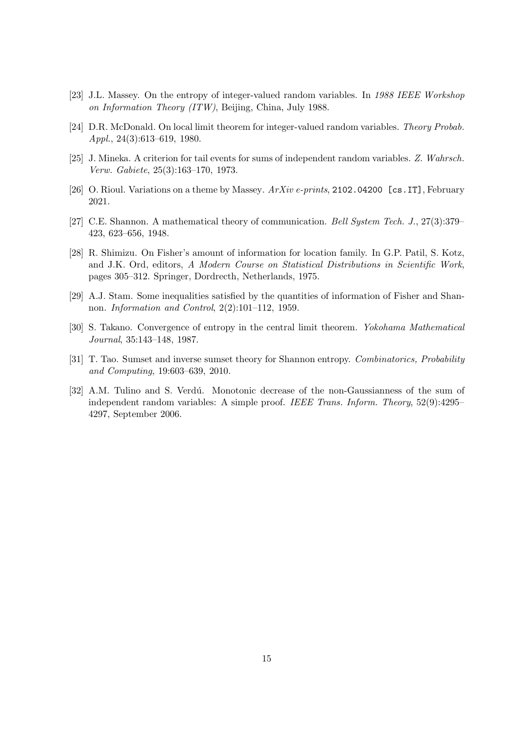[23] J.L. Massey. On the entropy of integer-valued random variables. In *1988 IEEE Workshop on Information Theory (ITW)*, Beijing, China, July 1988.

[24] D.R. McDonald. On local limit theorem for integer-valued random variables. *Theory Probab. Appl.*, 24(3):613–619, 1980.

[25] J. Mineka. A criterion for tail events for sums of independent random variables. *Z. Wahrsch. Verw. Gabiete*, 25(3):163–170, 1973.

[26] O. Rioul. Variations on a theme by Massey. *ArXiv e-prints*, `2102.04200 [cs.IT]`, February 2021.

[27] C.E. Shannon. A mathematical theory of communication. *Bell System Tech. J.*, 27(3):379–423, 623–656, 1948.

[28] R. Shimizu. On Fisher's amount of information for location family. In G.P. Patil, S. Kotz, and J.K. Ord, editors, *A Modern Course on Statistical Distributions in Scientific Work*, pages 305–312. Springer, Dordrecth, Netherlands, 1975.

[29] A.J. Stam. Some inequalities satisfied by the quantities of information of Fisher and Shannon. *Information and Control*, 2(2):101–112, 1959.

[30] S. Takano. Convergence of entropy in the central limit theorem. *Yokohama Mathematical Journal*, 35:143–148, 1987.

[31] T. Tao. Sumset and inverse sumset theory for Shannon entropy. *Combinatorics, Probability and Computing*, 19:603–639, 2010.

[32] A.M. Tulino and S. Verdú. Monotonic decrease of the non-Gaussianness of the sum of independent random variables: A simple proof. *IEEE Trans. Inform. Theory*, 52(9):4295–4297, September 2006.